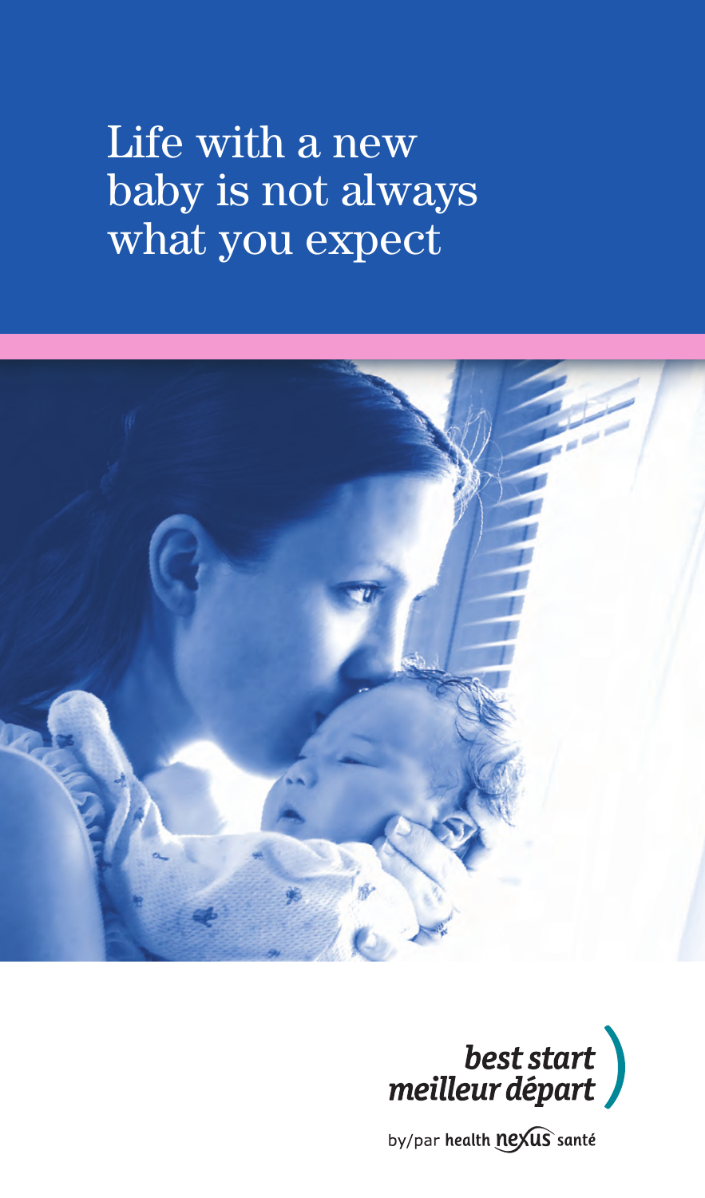# Life with a new baby is not always what you expect

*best start*
*meilleur départ*

by/par health nexus santé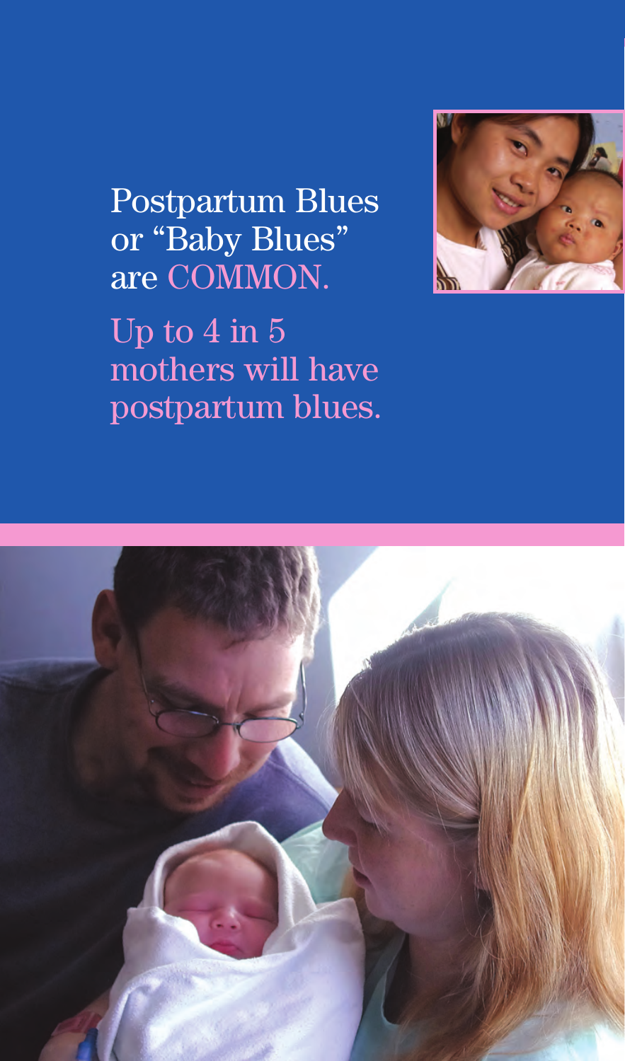Postpartum Blues or "Baby Blues" are COMMON.

Up to 4 in 5 mothers will have postpartum blues.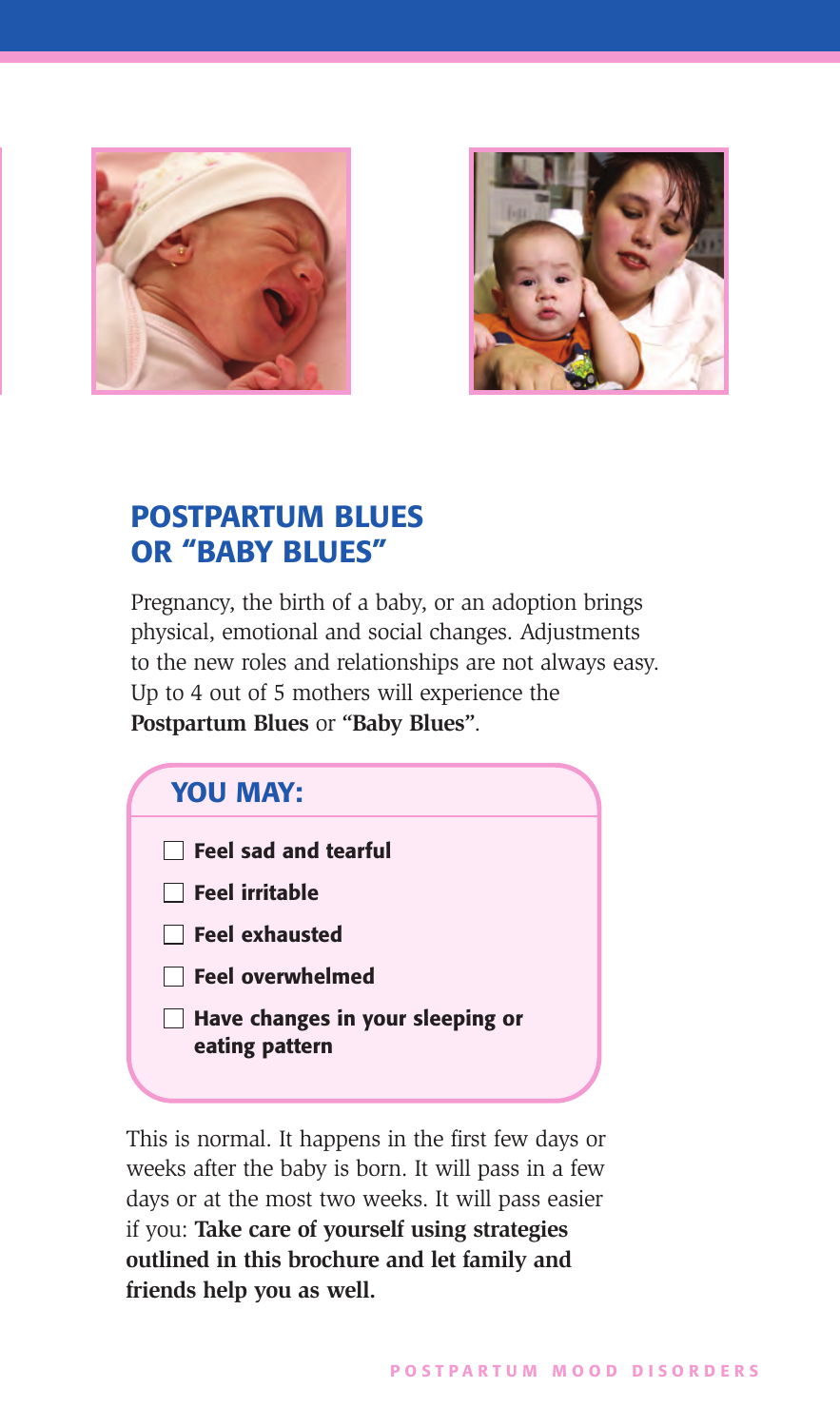## POSTPARTUM BLUES OR “BABY BLUES”

Pregnancy, the birth of a baby, or an adoption brings physical, emotional and social changes. Adjustments to the new roles and relationships are not always easy. Up to 4 out of 5 mothers will experience the **Postpartum Blues** or **“Baby Blues”**.

### YOU MAY:

- [ ] **Feel sad and tearful**
- [ ] **Feel irritable**
- [ ] **Feel exhausted**
- [ ] **Feel overwhelmed**
- [ ] **Have changes in your sleeping or eating pattern**

This is normal. It happens in the first few days or weeks after the baby is born. It will pass in a few days or at the most two weeks. It will pass easier if you: **Take care of yourself using strategies outlined in this brochure and let family and friends help you as well.**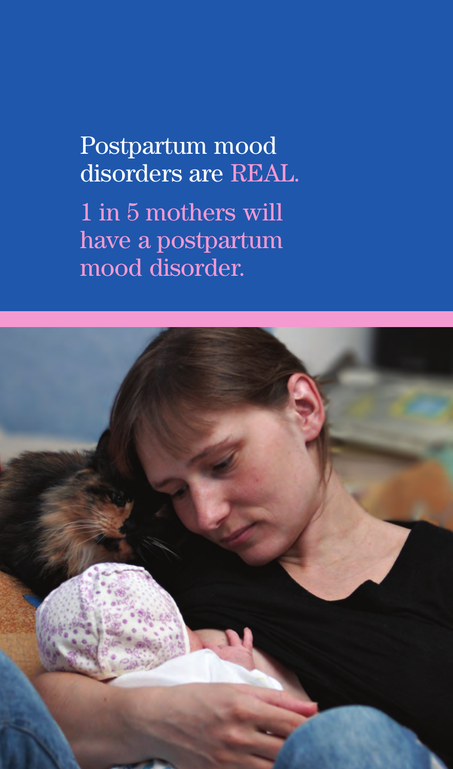Postpartum mood disorders are REAL.

1 in 5 mothers will have a postpartum mood disorder.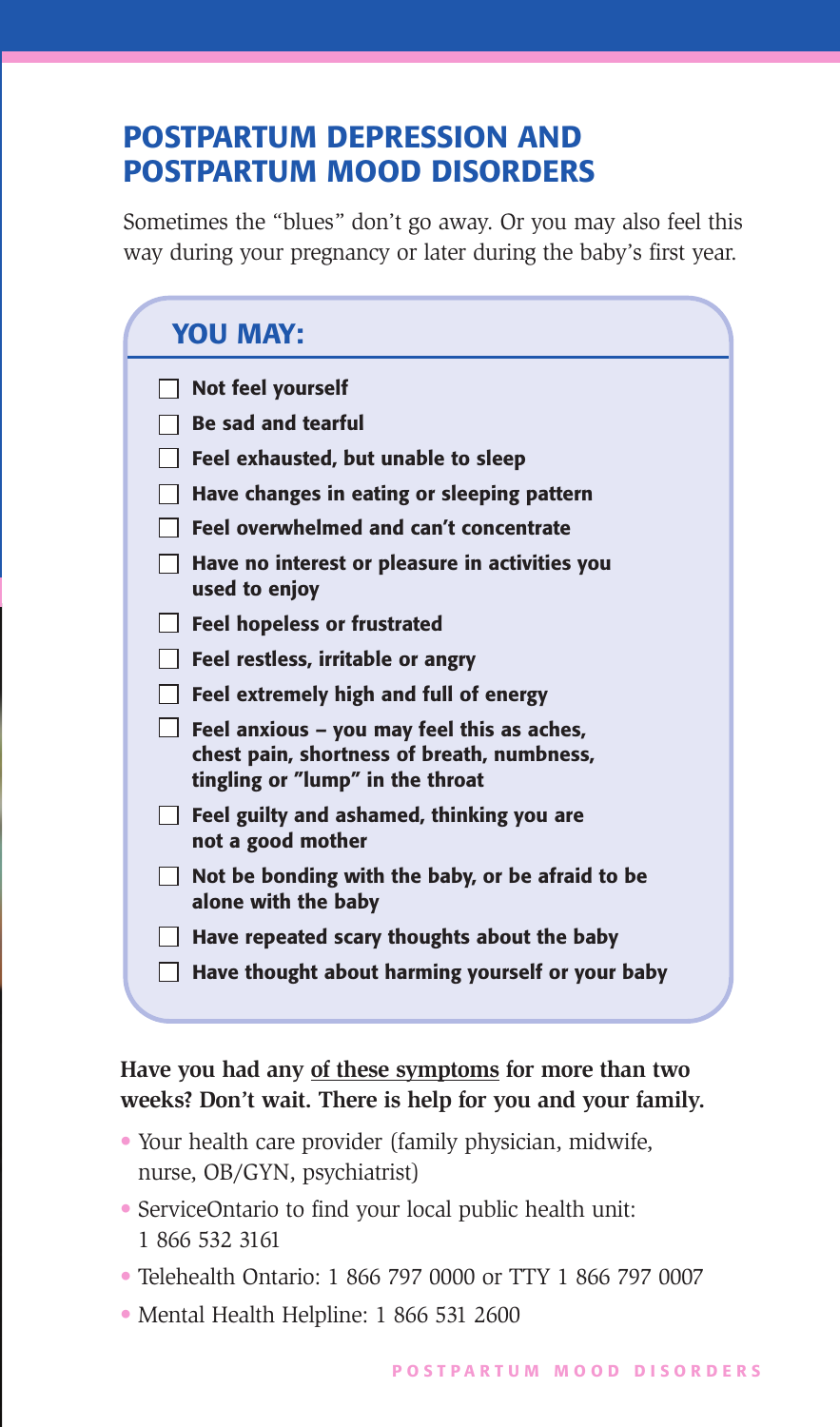## POSTPARTUM DEPRESSION AND POSTPARTUM MOOD DISORDERS

Sometimes the "blues" don't go away. Or you may also feel this way during your pregnancy or later during the baby's first year.

### YOU MAY:

- [ ] **Not feel yourself**
- [ ] **Be sad and tearful**
- [ ] **Feel exhausted, but unable to sleep**
- [ ] **Have changes in eating or sleeping pattern**
- [ ] **Feel overwhelmed and can't concentrate**
- [ ] **Have no interest or pleasure in activities you used to enjoy**
- [ ] **Feel hopeless or frustrated**
- [ ] **Feel restless, irritable or angry**
- [ ] **Feel extremely high and full of energy**
- [ ] **Feel anxious – you may feel this as aches, chest pain, shortness of breath, numbness, tingling or "lump" in the throat**
- [ ] **Feel guilty and ashamed, thinking you are not a good mother**
- [ ] **Not be bonding with the baby, or be afraid to be alone with the baby**
- [ ] **Have repeated scary thoughts about the baby**
- [ ] **Have thought about harming yourself or your baby**

**Have you had any <u>of these symptoms</u> for more than two weeks? Don't wait. There is help for you and your family.**

- Your health care provider (family physician, midwife, nurse, OB/GYN, psychiatrist)
- ServiceOntario to find your local public health unit: 1 866 532 3161
- Telehealth Ontario: 1 866 797 0000 or TTY 1 866 797 0007
- Mental Health Helpline: 1 866 531 2600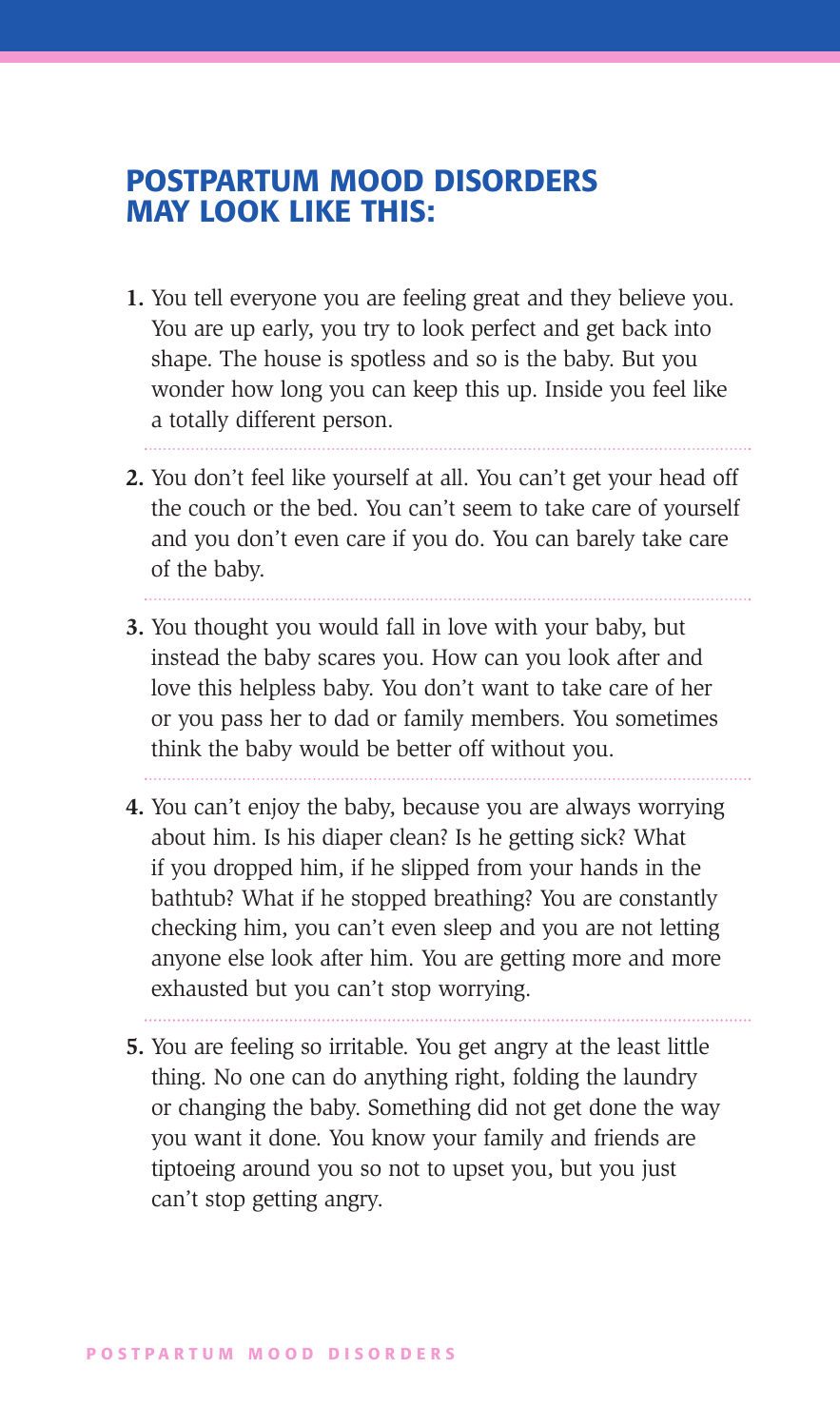## POSTPARTUM MOOD DISORDERS MAY LOOK LIKE THIS:

1. You tell everyone you are feeling great and they believe you. You are up early, you try to look perfect and get back into shape. The house is spotless and so is the baby. But you wonder how long you can keep this up. Inside you feel like a totally different person.

2. You don't feel like yourself at all. You can't get your head off the couch or the bed. You can't seem to take care of yourself and you don't even care if you do. You can barely take care of the baby.

3. You thought you would fall in love with your baby, but instead the baby scares you. How can you look after and love this helpless baby. You don't want to take care of her or you pass her to dad or family members. You sometimes think the baby would be better off without you.

4. You can't enjoy the baby, because you are always worrying about him. Is his diaper clean? Is he getting sick? What if you dropped him, if he slipped from your hands in the bathtub? What if he stopped breathing? You are constantly checking him, you can't even sleep and you are not letting anyone else look after him. You are getting more and more exhausted but you can't stop worrying.

5. You are feeling so irritable. You get angry at the least little thing. No one can do anything right, folding the laundry or changing the baby. Something did not get done the way you want it done. You know your family and friends are tiptoeing around you so not to upset you, but you just can't stop getting angry.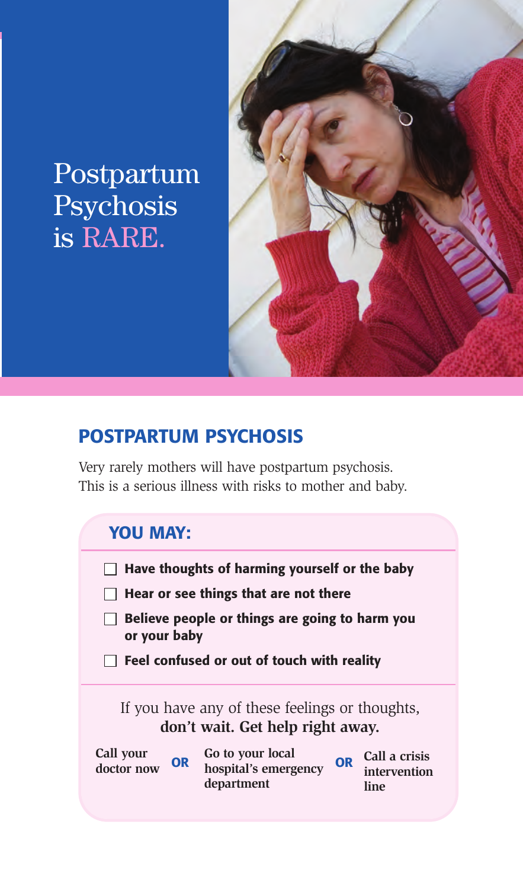# Postpartum Psychosis is RARE.

## POSTPARTUM PSYCHOSIS

Very rarely mothers will have postpartum psychosis. This is a serious illness with risks to mother and baby.

### YOU MAY:

- [ ] **Have thoughts of harming yourself or the baby**
- [ ] **Hear or see things that are not there**
- [ ] **Believe people or things are going to harm you or your baby**
- [ ] **Feel confused or out of touch with reality**

If you have any of these feelings or thoughts, **don't wait. Get help right away.**

**Call your doctor now** **OR** **Go to your local hospital's emergency department** **OR** **Call a crisis intervention line**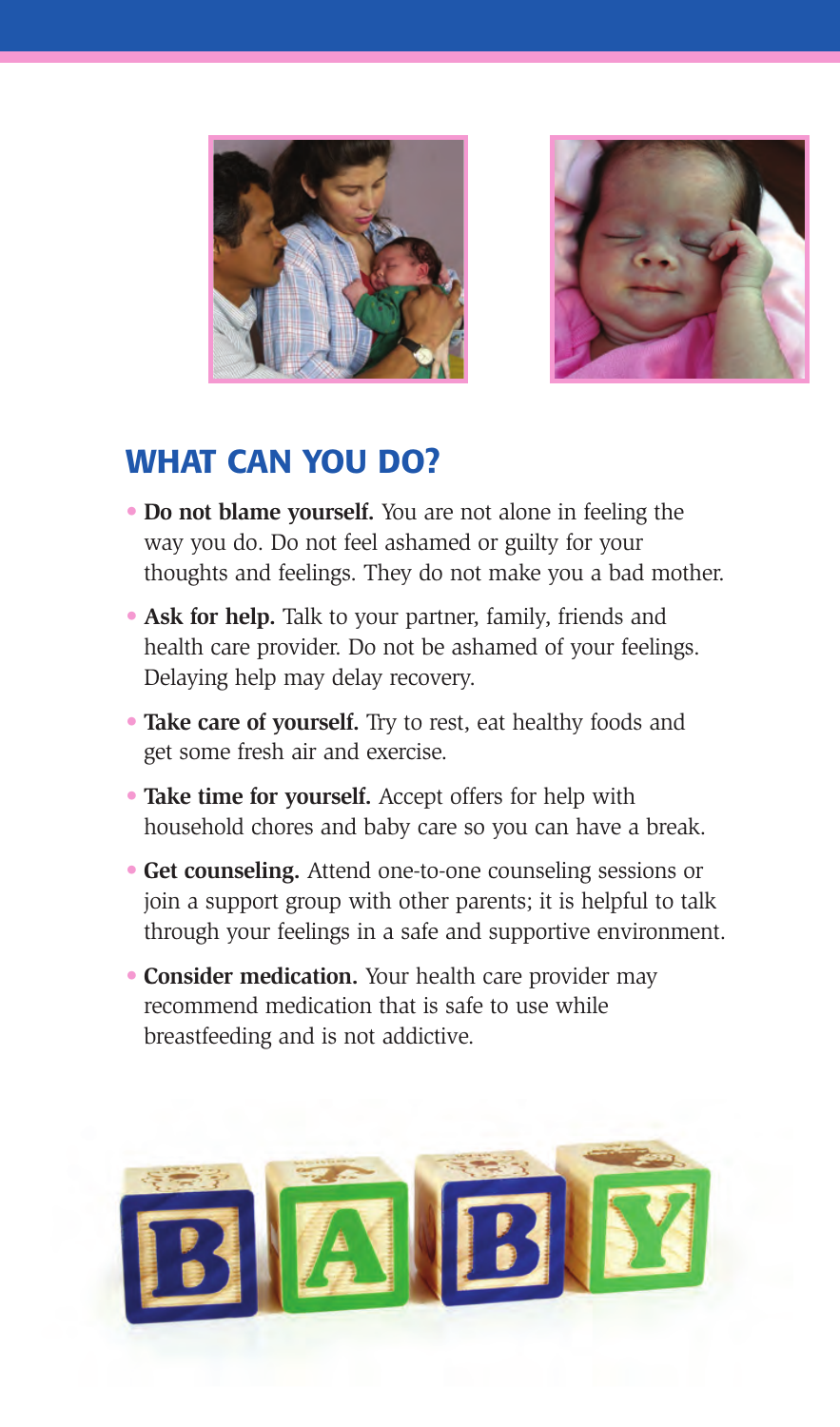## WHAT CAN YOU DO?

- **Do not blame yourself.** You are not alone in feeling the way you do. Do not feel ashamed or guilty for your thoughts and feelings. They do not make you a bad mother.
- **Ask for help.** Talk to your partner, family, friends and health care provider. Do not be ashamed of your feelings. Delaying help may delay recovery.
- **Take care of yourself.** Try to rest, eat healthy foods and get some fresh air and exercise.
- **Take time for yourself.** Accept offers for help with household chores and baby care so you can have a break.
- **Get counseling.** Attend one-to-one counseling sessions or join a support group with other parents; it is helpful to talk through your feelings in a safe and supportive environment.
- **Consider medication.** Your health care provider may recommend medication that is safe to use while breastfeeding and is not addictive.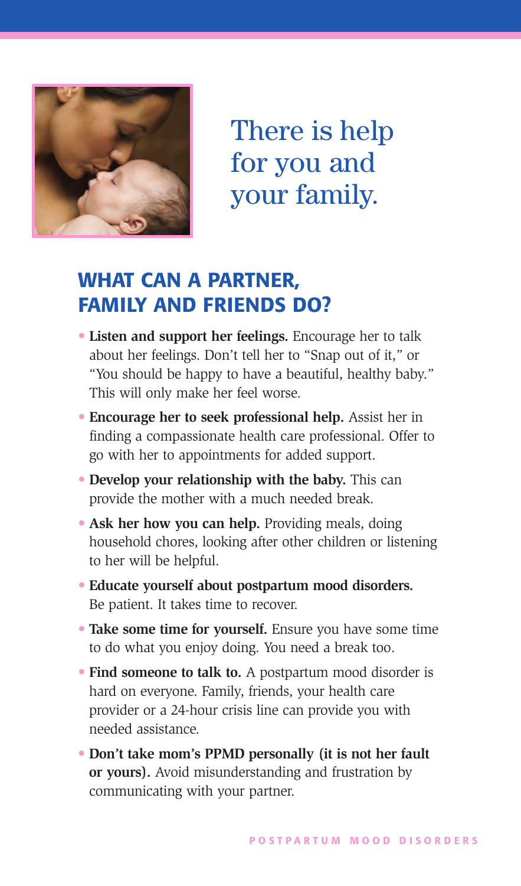## There is help for you and your family.

## WHAT CAN A PARTNER, FAMILY AND FRIENDS DO?

- **Listen and support her feelings.** Encourage her to talk about her feelings. Don't tell her to "Snap out of it," or "You should be happy to have a beautiful, healthy baby." This will only make her feel worse.
- **Encourage her to seek professional help.** Assist her in finding a compassionate health care professional. Offer to go with her to appointments for added support.
- **Develop your relationship with the baby.** This can provide the mother with a much needed break.
- **Ask her how you can help.** Providing meals, doing household chores, looking after other children or listening to her will be helpful.
- **Educate yourself about postpartum mood disorders.** Be patient. It takes time to recover.
- **Take some time for yourself.** Ensure you have some time to do what you enjoy doing. You need a break too.
- **Find someone to talk to.** A postpartum mood disorder is hard on everyone. Family, friends, your health care provider or a 24-hour crisis line can provide you with needed assistance.
- **Don't take mom's PPMD personally (it is not her fault or yours).** Avoid misunderstanding and frustration by communicating with your partner.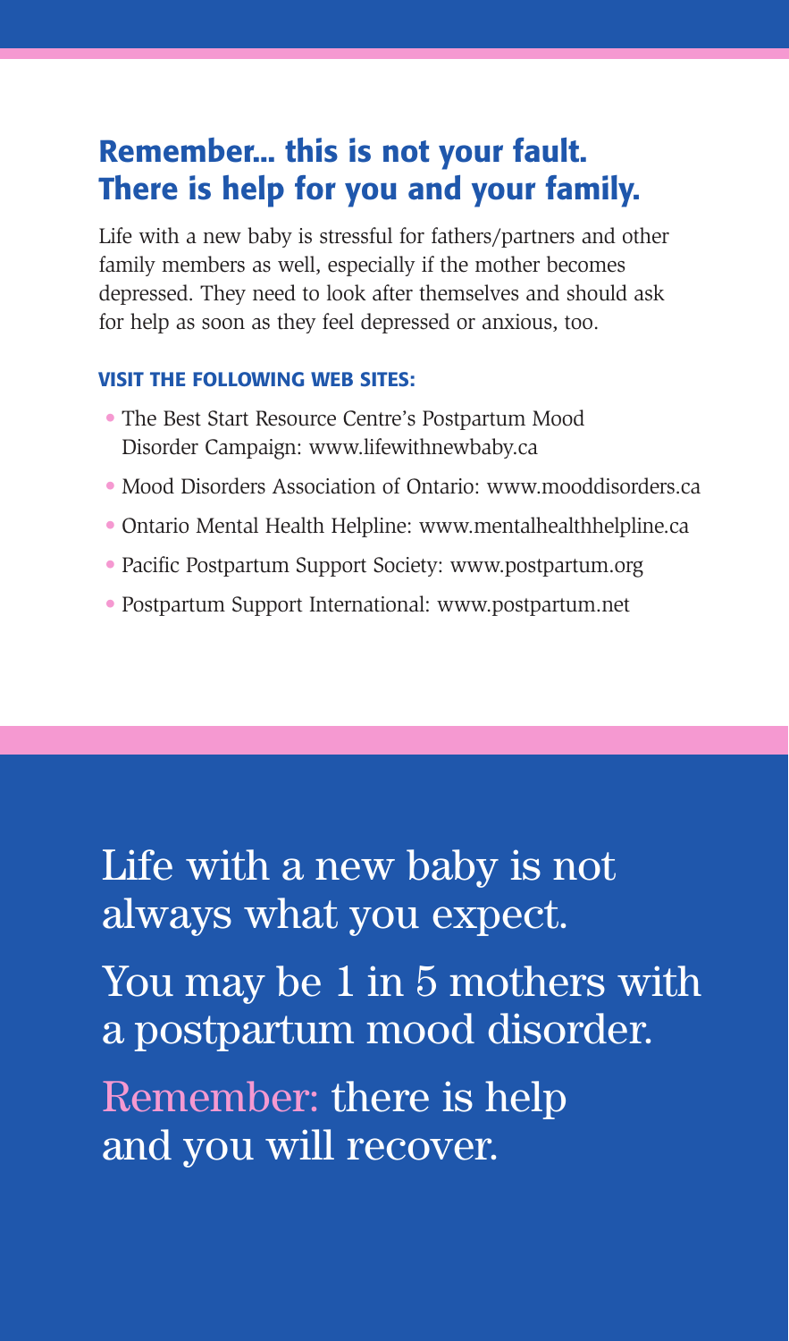## Remember... this is not your fault. There is help for you and your family.

Life with a new baby is stressful for fathers/partners and other family members as well, especially if the mother becomes depressed. They need to look after themselves and should ask for help as soon as they feel depressed or anxious, too.

**VISIT THE FOLLOWING WEB SITES:**

- The Best Start Resource Centre's Postpartum Mood Disorder Campaign: www.lifewithnewbaby.ca
- Mood Disorders Association of Ontario: www.mooddisorders.ca
- Ontario Mental Health Helpline: www.mentalhealthhelpline.ca
- Pacific Postpartum Support Society: www.postpartum.org
- Postpartum Support International: www.postpartum.net

Life with a new baby is not always what you expect.

You may be 1 in 5 mothers with a postpartum mood disorder.

Remember: there is help and you will recover.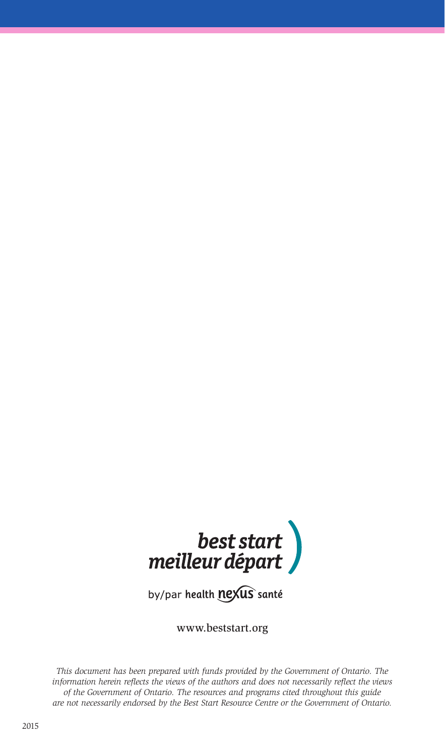best start
meilleur départ

by/par health nexus santé

www.beststart.org

*This document has been prepared with funds provided by the Government of Ontario. The information herein reflects the views of the authors and does not necessarily reflect the views of the Government of Ontario. The resources and programs cited throughout this guide are not necessarily endorsed by the Best Start Resource Centre or the Government of Ontario.*

2015